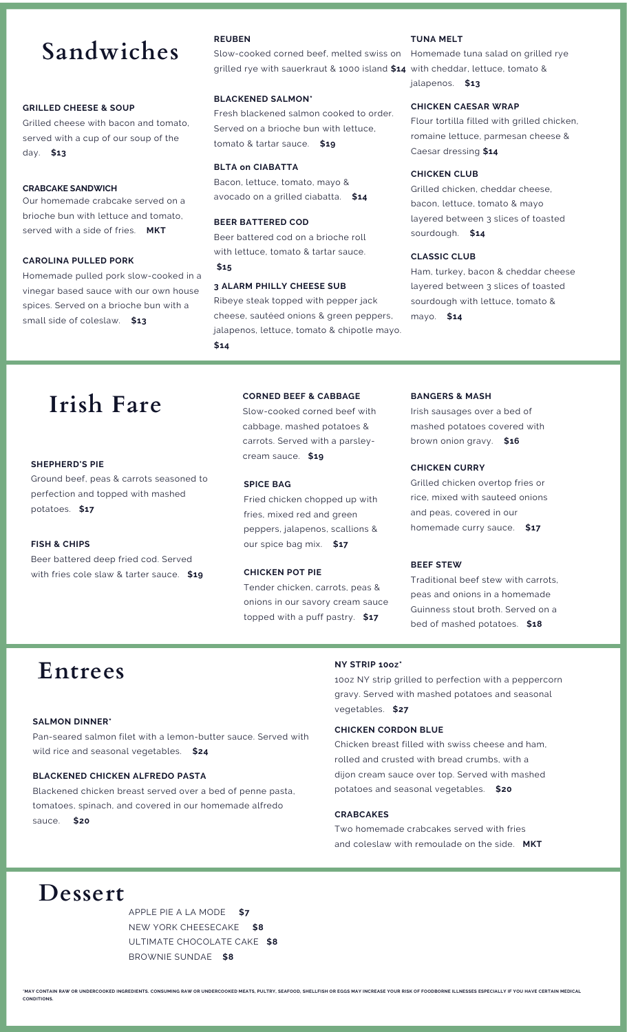# Sandwiches

### GRILLED CHEESE & SOUP

Grilled cheese with bacon and tomato, served with a cup of our soup of the day. **$13**

### CRABCAKE SANDWICH

Our homemade crabcake served on a brioche bun with lettuce and tomato, served with a side of fries. **MKT**

### CAROLINA PULLED PORK

Homemade pulled pork slow-cooked in a vinegar based sauce with our own house spices. Served on a brioche bun with a small side of coleslaw. **$13**

### REUBEN

Slow-cooked corned beef, melted swiss on grilled rye with sauerkraut & 1000 island **$14**

### BLACKENED SALMON*

Fresh blackened salmon cooked to order. Served on a brioche bun with lettuce, tomato & tartar sauce. **$19**

### BLTA on CIABATTA

Bacon, lettuce, tomato, mayo & avocado on a grilled ciabatta. **$14**

### BEER BATTERED COD

Beer battered cod on a brioche roll with lettuce, tomato & tartar sauce. **$15**

### 3 ALARM PHILLY CHEESE SUB

Ribeye steak topped with pepper jack cheese, sautéed onions & green peppers, jalapenos, lettuce, tomato & chipotle mayo. **$14**

### TUNA MELT

Homemade tuna salad on grilled rye with cheddar, lettuce, tomato & jalapenos. **$13**

### CHICKEN CAESAR WRAP

Flour tortilla filled with grilled chicken, romaine lettuce, parmesan cheese & Caesar dressing **$14**

### CHICKEN CLUB

Grilled chicken, cheddar cheese, bacon, lettuce, tomato & mayo layered between 3 slices of toasted sourdough. **$14**

### CLASSIC CLUB

Ham, turkey, bacon & cheddar cheese layered between 3 slices of toasted sourdough with lettuce, tomato & mayo. **$14**

# Irish Fare

### SHEPHERD'S PIE

Ground beef, peas & carrots seasoned to perfection and topped with mashed potatoes. **$17**

### FISH & CHIPS

Beer battered deep fried cod. Served with fries cole slaw & tarter sauce. **$19**

### CORNED BEEF & CABBAGE

Slow-cooked corned beef with cabbage, mashed potatoes & carrots. Served with a parsley-cream sauce. **$19**

### SPICE BAG

Fried chicken chopped up with fries, mixed red and green peppers, jalapenos, scallions & our spice bag mix. **$17**

### CHICKEN POT PIE

Tender chicken, carrots, peas & onions in our savory cream sauce topped with a puff pastry. **$17**

### BANGERS & MASH

Irish sausages over a bed of mashed potatoes covered with brown onion gravy. **$16**

### CHICKEN CURRY

Grilled chicken overtop fries or rice, mixed with sauteed onions and peas, covered in our homemade curry sauce. **$17**

### BEEF STEW

Traditional beef stew with carrots, peas and onions in a homemade Guinness stout broth. Served on a bed of mashed potatoes. **$18**

# Entrees

### SALMON DINNER*

Pan-seared salmon filet with a lemon-butter sauce. Served with wild rice and seasonal vegetables. **$24**

### BLACKENED CHICKEN ALFREDO PASTA

Blackened chicken breast served over a bed of penne pasta, tomatoes, spinach, and covered in our homemade alfredo sauce. **$20**

### NY STRIP 10oz*

10oz NY strip grilled to perfection with a peppercorn gravy. Served with mashed potatoes and seasonal vegetables. **$27**

### CHICKEN CORDON BLUE

Chicken breast filled with swiss cheese and ham, rolled and crusted with bread crumbs, with a dijon cream sauce over top. Served with mashed potatoes and seasonal vegetables. **$20**

### CRABCAKES

Two homemade crabcakes served with fries and coleslaw with remoulade on the side. **MKT**

# Dessert

APPLE PIE A LA MODE **$7**
NEW YORK CHEESECAKE **$8**
ULTIMATE CHOCOLATE CAKE **$8**
BROWNIE SUNDAE **$8**

*MAY CONTAIN RAW OR UNDERCOOKED INGREDIENTS. CONSUMING RAW OR UNDERCOOKED MEATS, PULTRY, SEAFOOD, SHELLFISH OR EGGS MAY INCREASE YOUR RISK OF FOODBORNE ILLNESSES ESPECIALLY IF YOU HAVE CERTAIN MEDICAL CONDITIONS.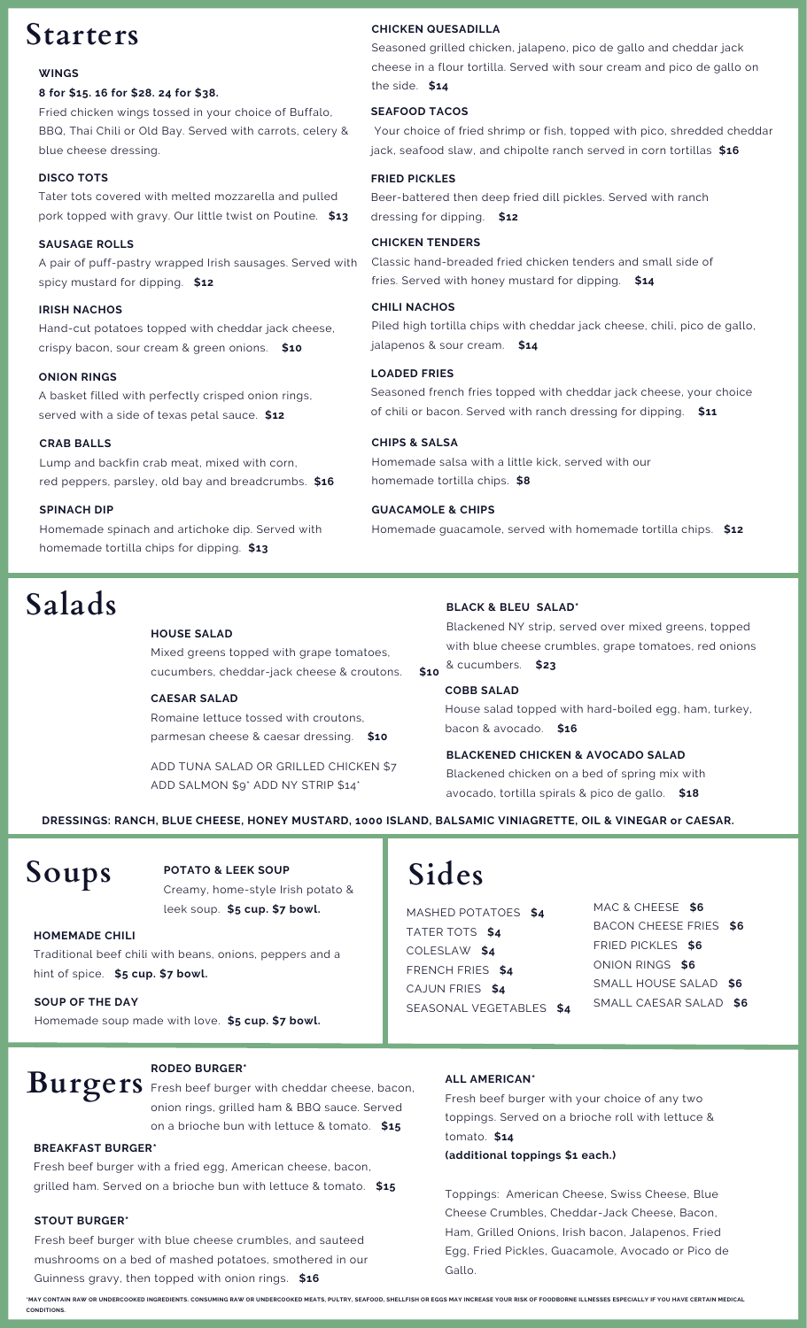# Starters

**WINGS**

**8 for $15. 16 for $28. 24 for $38.**

Fried chicken wings tossed in your choice of Buffalo, BBQ, Thai Chili or Old Bay. Served with carrots, celery & blue cheese dressing.

**DISCO TOTS**

Tater tots covered with melted mozzarella and pulled pork topped with gravy. Our little twist on Poutine. **$13**

**SAUSAGE ROLLS**

A pair of puff-pastry wrapped Irish sausages. Served with spicy mustard for dipping. **$12**

**IRISH NACHOS**

Hand-cut potatoes topped with cheddar jack cheese, crispy bacon, sour cream & green onions. **$10**

**ONION RINGS**

A basket filled with perfectly crisped onion rings, served with a side of texas petal sauce. **$12**

**CRAB BALLS**

Lump and backfin crab meat, mixed with corn, red peppers, parsley, old bay and breadcrumbs. **$16**

**SPINACH DIP**

Homemade spinach and artichoke dip. Served with homemade tortilla chips for dipping. **$13**

**CHICKEN QUESADILLA**

Seasoned grilled chicken, jalapeno, pico de gallo and cheddar jack cheese in a flour tortilla. Served with sour cream and pico de gallo on the side. **$14**

**SEAFOOD TACOS**

Your choice of fried shrimp or fish, topped with pico, shredded cheddar jack, seafood slaw, and chipolte ranch served in corn tortillas **$16**

**FRIED PICKLES**

Beer-battered then deep fried dill pickles. Served with ranch dressing for dipping. **$12**

**CHICKEN TENDERS**

Classic hand-breaded fried chicken tenders and small side of fries. Served with honey mustard for dipping. **$14**

**CHILI NACHOS**

Piled high tortilla chips with cheddar jack cheese, chili, pico de gallo, jalapenos & sour cream. **$14**

**LOADED FRIES**

Seasoned french fries topped with cheddar jack cheese, your choice of chili or bacon. Served with ranch dressing for dipping. **$11**

**CHIPS & SALSA**

Homemade salsa with a little kick, served with our homemade tortilla chips. **$8**

**GUACAMOLE & CHIPS**

Homemade guacamole, served with homemade tortilla chips. **$12**

# Salads

**HOUSE SALAD**

Mixed greens topped with grape tomatoes, cucumbers, cheddar-jack cheese & croutons. **$10**

**CAESAR SALAD**

Romaine lettuce tossed with croutons, parmesan cheese & caesar dressing. **$10**

ADD TUNA SALAD OR GRILLED CHICKEN $7
ADD SALMON $9* ADD NY STRIP $14*

**BLACK & BLEU SALAD***

Blackened NY strip, served over mixed greens, topped with blue cheese crumbles, grape tomatoes, red onions & cucumbers. **$23**

**COBB SALAD**

House salad topped with hard-boiled egg, ham, turkey, bacon & avocado. **$16**

**BLACKENED CHICKEN & AVOCADO SALAD**

Blackened chicken on a bed of spring mix with avocado, tortilla spirals & pico de gallo. **$18**

**DRESSINGS: RANCH, BLUE CHEESE, HONEY MUSTARD, 1000 ISLAND, BALSAMIC VINIAGRETTE, OIL & VINEGAR or CAESAR.**

# Soups

**POTATO & LEEK SOUP**

Creamy, home-style Irish potato & leek soup. **$5 cup. $7 bowl.**

**HOMEMADE CHILI**

Traditional beef chili with beans, onions, peppers and a hint of spice. **$5 cup. $7 bowl.**

**SOUP OF THE DAY**

Homemade soup made with love. **$5 cup. $7 bowl.**

# Sides

MASHED POTATOES **$4**
TATER TOTS **$4**
COLESLAW **$4**
FRENCH FRIES **$4**
CAJUN FRIES **$4**
SEASONAL VEGETABLES **$4**

MAC & CHEESE **$6**
BACON CHEESE FRIES **$6**
FRIED PICKLES **$6**
ONION RINGS **$6**
SMALL HOUSE SALAD **$6**
SMALL CAESAR SALAD **$6**

# Burgers

**RODEO BURGER***

Fresh beef burger with cheddar cheese, bacon, onion rings, grilled ham & BBQ sauce. Served on a brioche bun with lettuce & tomato. **$15**

**BREAKFAST BURGER***

Fresh beef burger with a fried egg, American cheese, bacon, grilled ham. Served on a brioche bun with lettuce & tomato. **$15**

**STOUT BURGER***

Fresh beef burger with blue cheese crumbles, and sauteed mushrooms on a bed of mashed potatoes, smothered in our Guinness gravy, then topped with onion rings. **$16**

**ALL AMERICAN***

Fresh beef burger with your choice of any two toppings. Served on a brioche roll with lettuce & tomato. **$14**

**(additional toppings $1 each.)**

Toppings: American Cheese, Swiss Cheese, Blue Cheese Crumbles, Cheddar-Jack Cheese, Bacon, Ham, Grilled Onions, Irish bacon, Jalapenos, Fried Egg, Fried Pickles, Guacamole, Avocado or Pico de Gallo.

**\*MAY CONTAIN RAW OR UNDERCOOKED INGREDIENTS. CONSUMING RAW OR UNDERCOOKED MEATS, PULTRY, SEAFOOD, SHELLFISH OR EGGS MAY INCREASE YOUR RISK OF FOODBORNE ILLNESSES ESPECIALLY IF YOU HAVE CERTAIN MEDICAL CONDITIONS.**